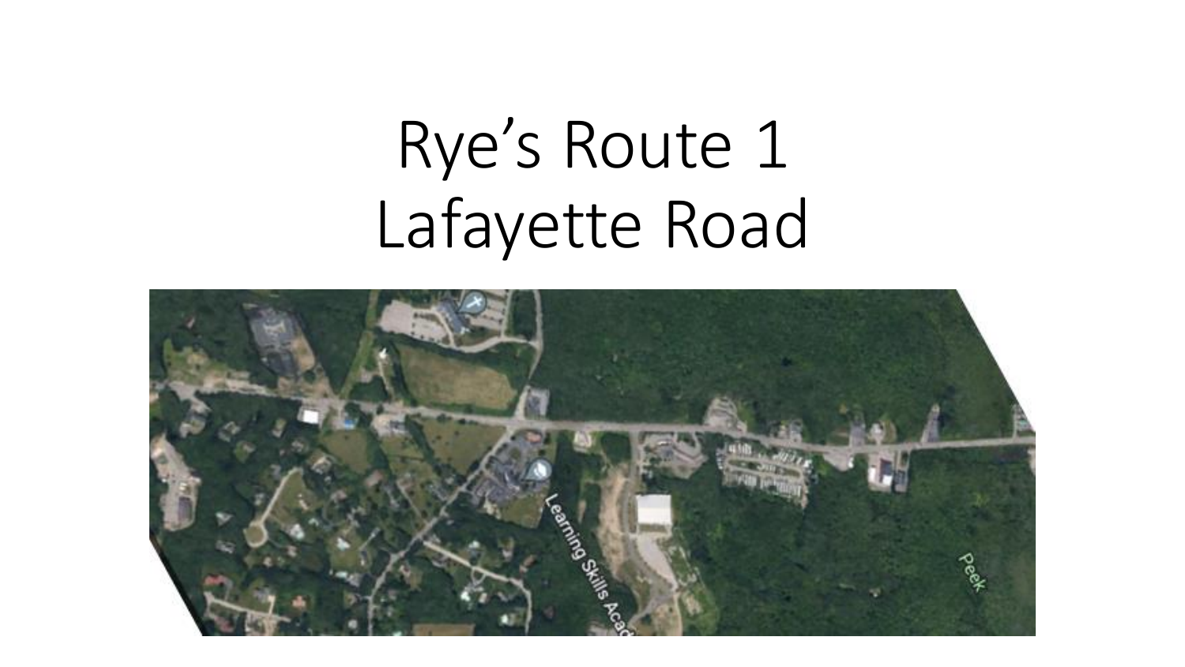# Rye's Route 1
# Lafayette Road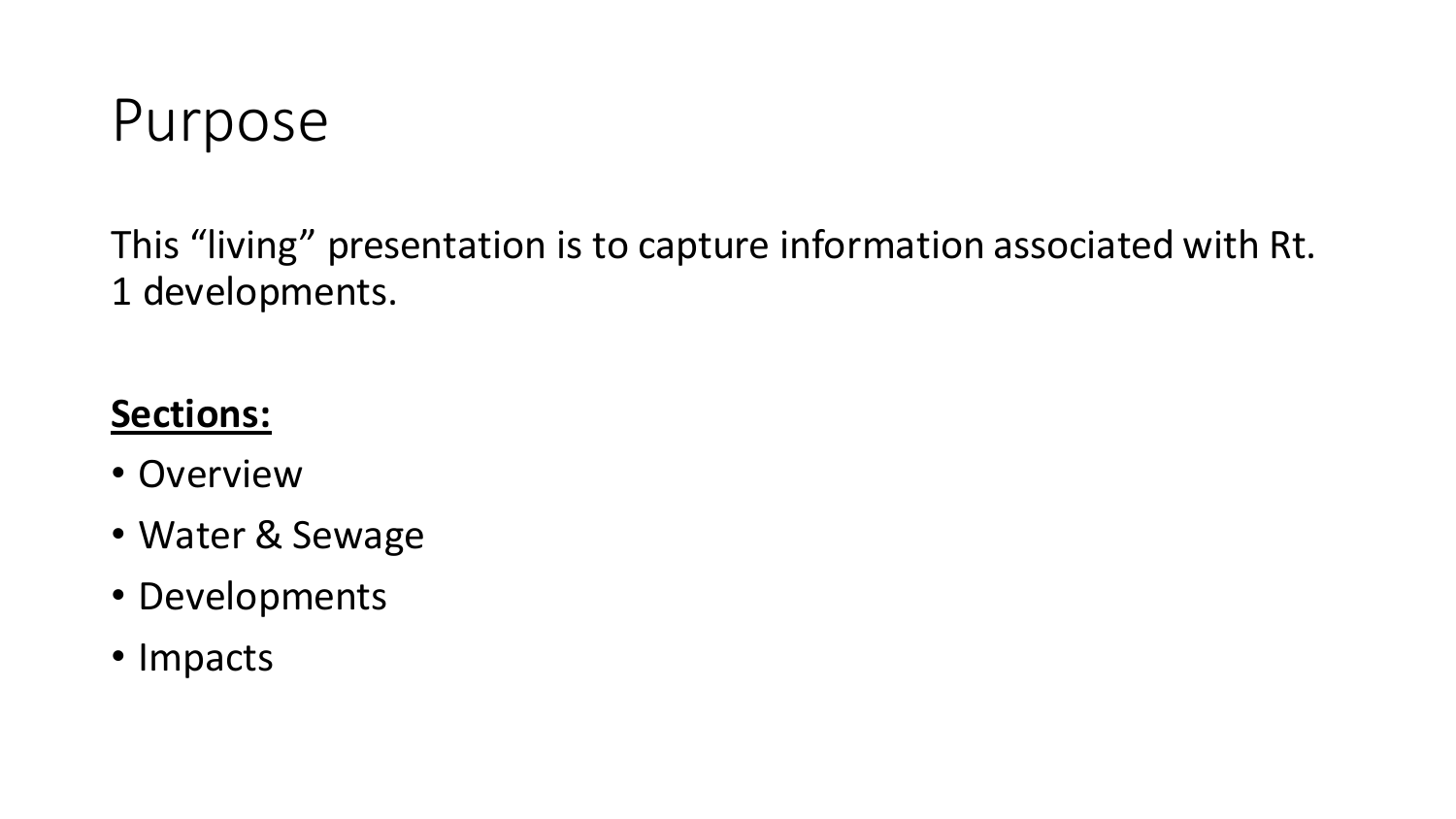# Purpose

This “living” presentation is to capture information associated with Rt. 1 developments.

**Sections:**

- Overview
- Water & Sewage
- Developments
- Impacts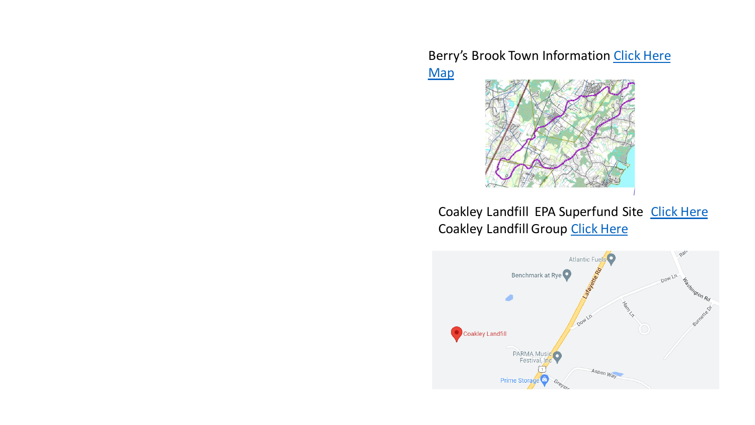Berry's Brook Town Information Click Here
Map

Coakley Landfill EPA Superfund Site Click Here
Coakley Landfill Group Click Here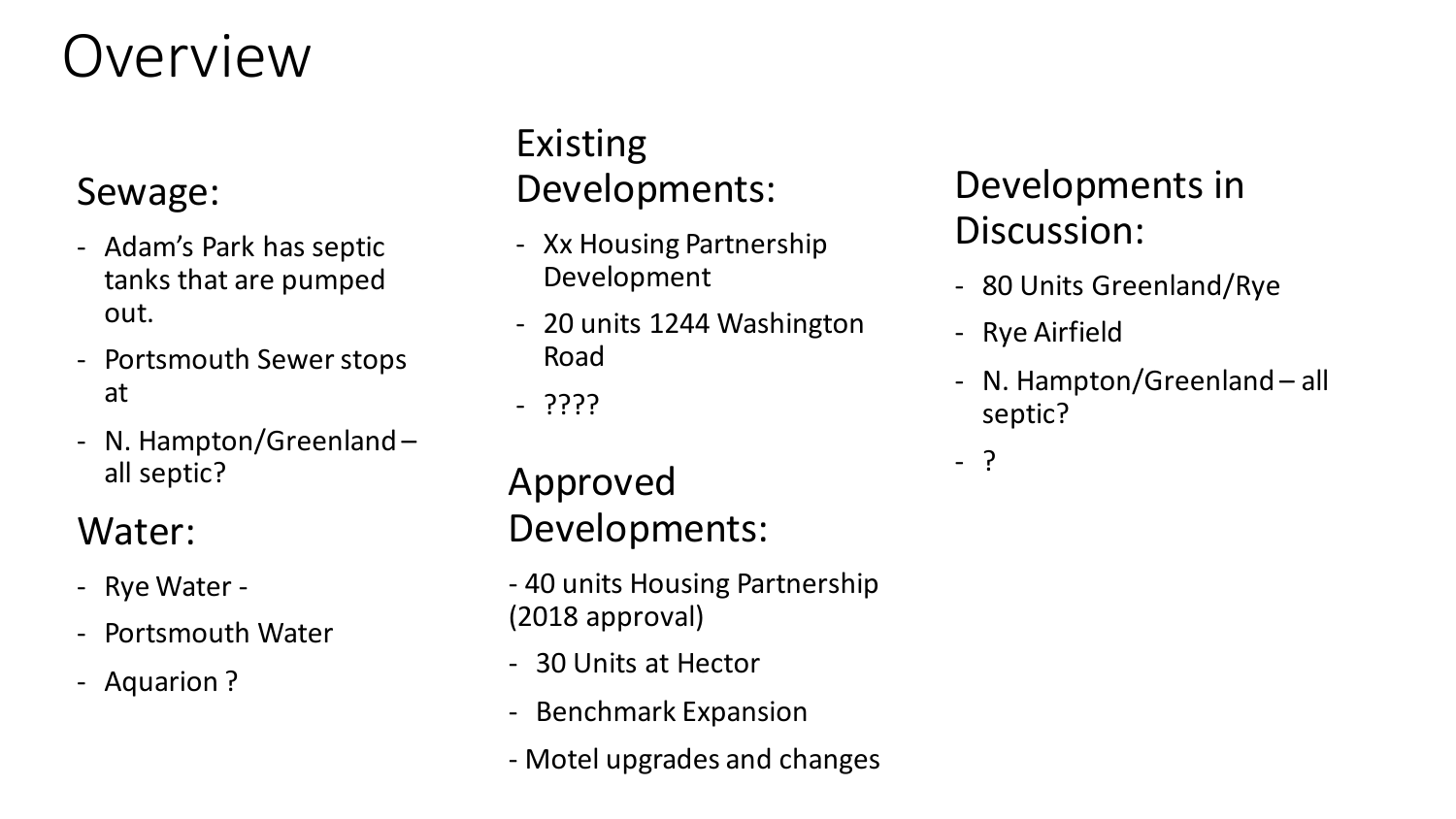# Overview

## Sewage:

- Adam's Park has septic tanks that are pumped out.
- Portsmouth Sewer stops at
- N. Hampton/Greenland – all septic?

## Water:

- Rye Water -
- Portsmouth Water
- Aquarion ?

## Existing Developments:

- Xx Housing Partnership Development
- 20 units 1244 Washington Road
- ????

## Approved Developments:

- 40 units Housing Partnership (2018 approval)
- 30 Units at Hector
- Benchmark Expansion
- Motel upgrades and changes

## Developments in Discussion:

- 80 Units Greenland/Rye
- Rye Airfield
- N. Hampton/Greenland – all septic?
- ?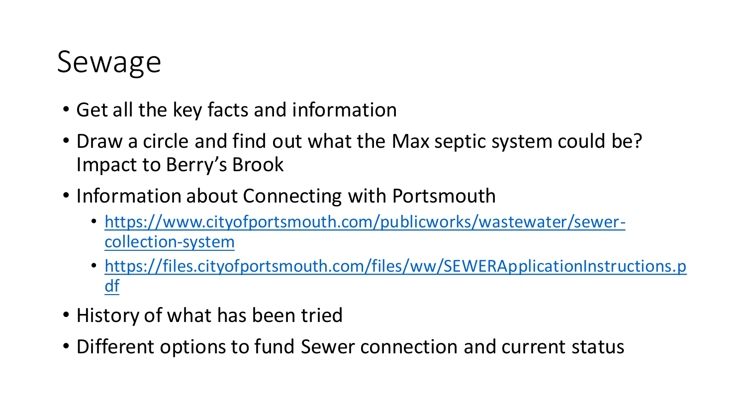# Sewage

- Get all the key facts and information
- Draw a circle and find out what the Max septic system could be? Impact to Berry's Brook
- Information about Connecting with Portsmouth
  - https://www.cityofportsmouth.com/publicworks/wastewater/sewer-collection-system
  - https://files.cityofportsmouth.com/files/ww/SEWERApplicationInstructions.pdf
- History of what has been tried
- Different options to fund Sewer connection and current status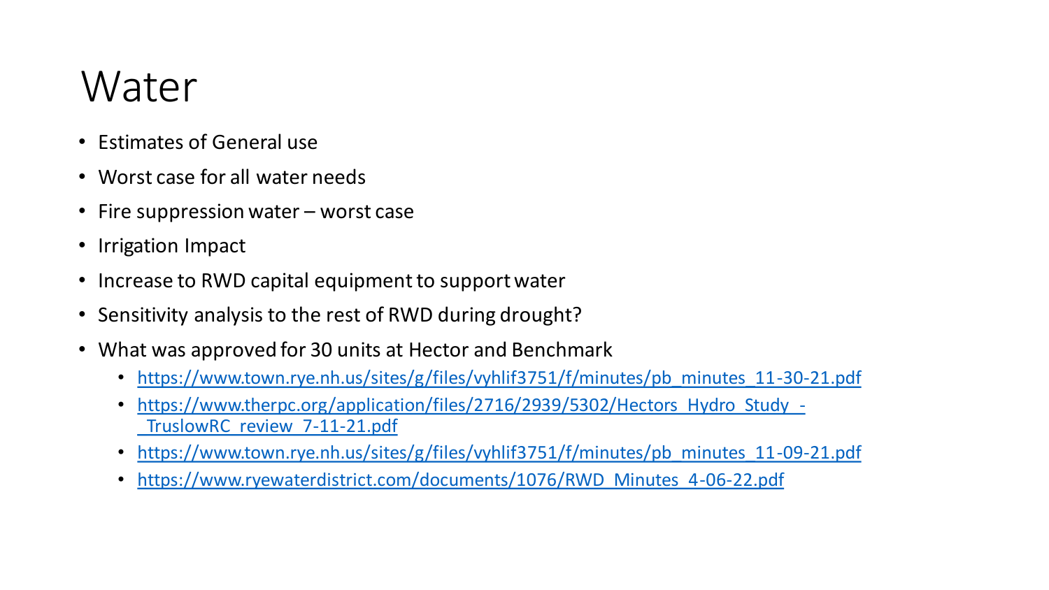# Water

- Estimates of General use
- Worst case for all water needs
- Fire suppression water – worst case
- Irrigation Impact
- Increase to RWD capital equipment to support water
- Sensitivity analysis to the rest of RWD during drought?
- What was approved for 30 units at Hector and Benchmark
  - https://www.town.rye.nh.us/sites/g/files/vyhlif3751/f/minutes/pb_minutes_11-30-21.pdf
  - https://www.therpc.org/application/files/2716/2939/5302/Hectors_Hydro_Study_-_TruslowRC_review_7-11-21.pdf
  - https://www.town.rye.nh.us/sites/g/files/vyhlif3751/f/minutes/pb_minutes_11-09-21.pdf
  - https://www.ryewaterdistrict.com/documents/1076/RWD_Minutes_4-06-22.pdf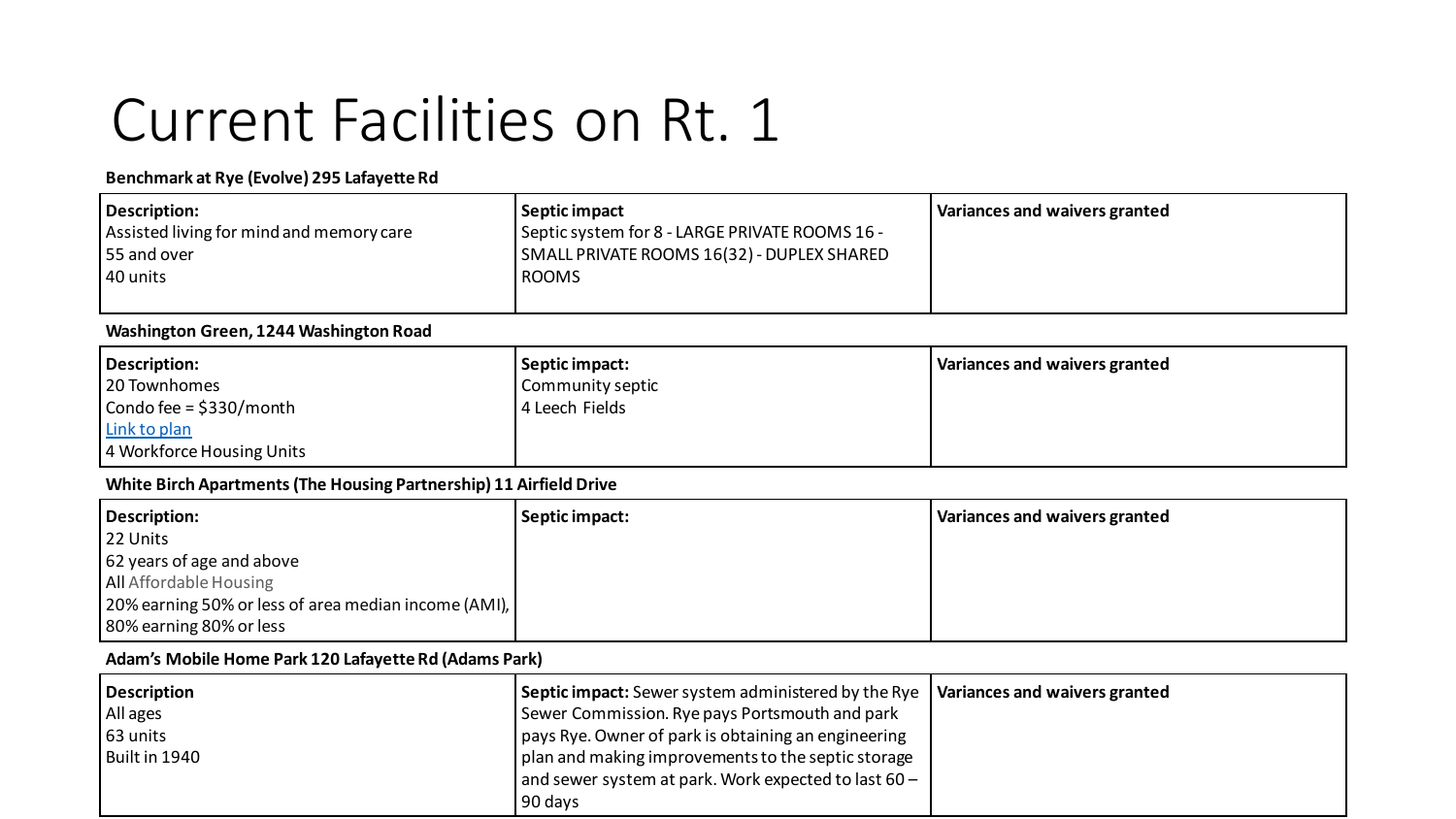# Current Facilities on Rt. 1

**Benchmark at Rye (Evolve) 295 Lafayette Rd**

| Description: | Septic impact | Variances and waivers granted |
|---|---|---|
| Assisted living for mind and memory care<br>55 and over<br>40 units | Septic system for 8 - LARGE PRIVATE ROOMS 16 - SMALL PRIVATE ROOMS 16(32) - DUPLEX SHARED ROOMS | |

**Washington Green, 1244 Washington Road**

| Description: | Septic impact: | Variances and waivers granted |
|---|---|---|
| 20 Townhomes<br>Condo fee = $330/month<br>Link to plan<br>4 Workforce Housing Units | Community septic<br>4 Leech Fields | |

**White Birch Apartments (The Housing Partnership) 11 Airfield Drive**

| Description: | Septic impact: | Variances and waivers granted |
|---|---|---|
| 22 Units<br>62 years of age and above<br>All Affordable Housing<br>20% earning 50% or less of area median income (AMI),<br>80% earning 80% or less | | |

**Adam's Mobile Home Park 120 Lafayette Rd (Adams Park)**

| Description | **Septic impact:** Sewer system administered by the Rye Sewer Commission. Rye pays Portsmouth and park pays Rye. Owner of park is obtaining an engineering plan and making improvements to the septic storage and sewer system at park. Work expected to last 60 – 90 days | Variances and waivers granted |
|---|---|---|
| All ages<br>63 units<br>Built in 1940 | | |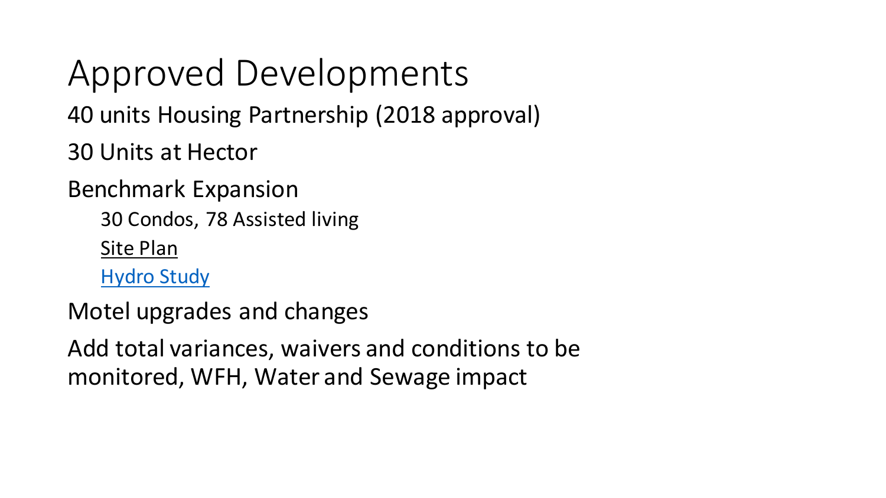# Approved Developments

40 units Housing Partnership (2018 approval)

30 Units at Hector

Benchmark Expansion

- 30 Condos, 78 Assisted living
- Site Plan
- Hydro Study

Motel upgrades and changes

Add total variances, waivers and conditions to be monitored, WFH, Water and Sewage impact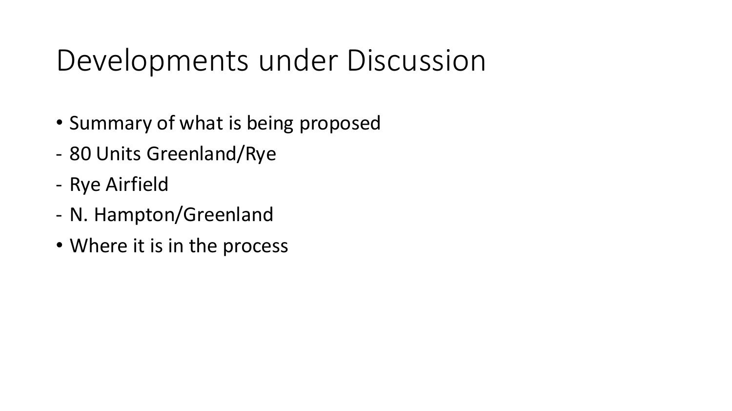# Developments under Discussion

- Summary of what is being proposed
- 80 Units Greenland/Rye
- Rye Airfield
- N. Hampton/Greenland
- Where it is in the process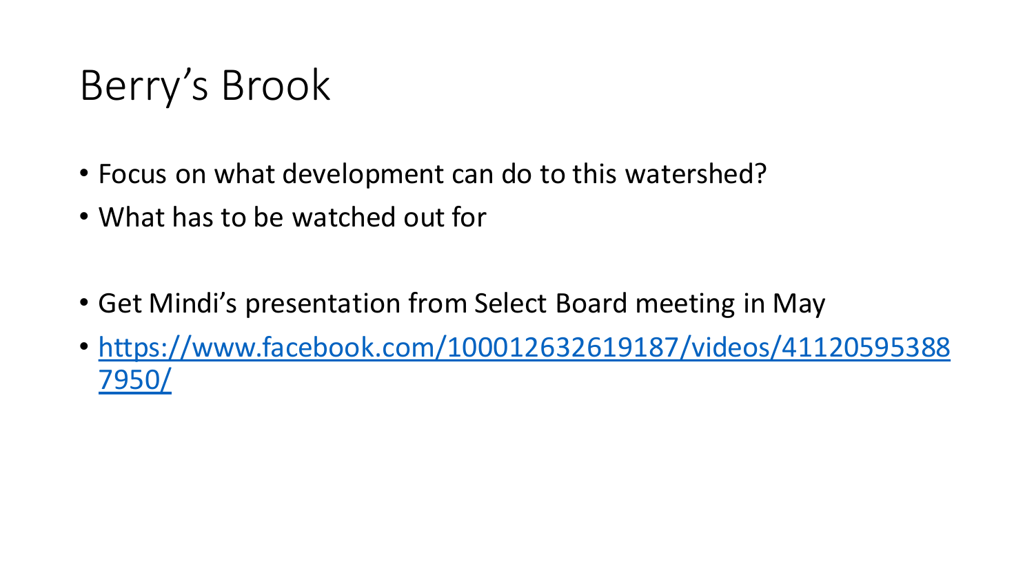# Berry’s Brook

- Focus on what development can do to this watershed?
- What has to be watched out for

- Get Mindi’s presentation from Select Board meeting in May
- https://www.facebook.com/100012632619187/videos/411205953887950/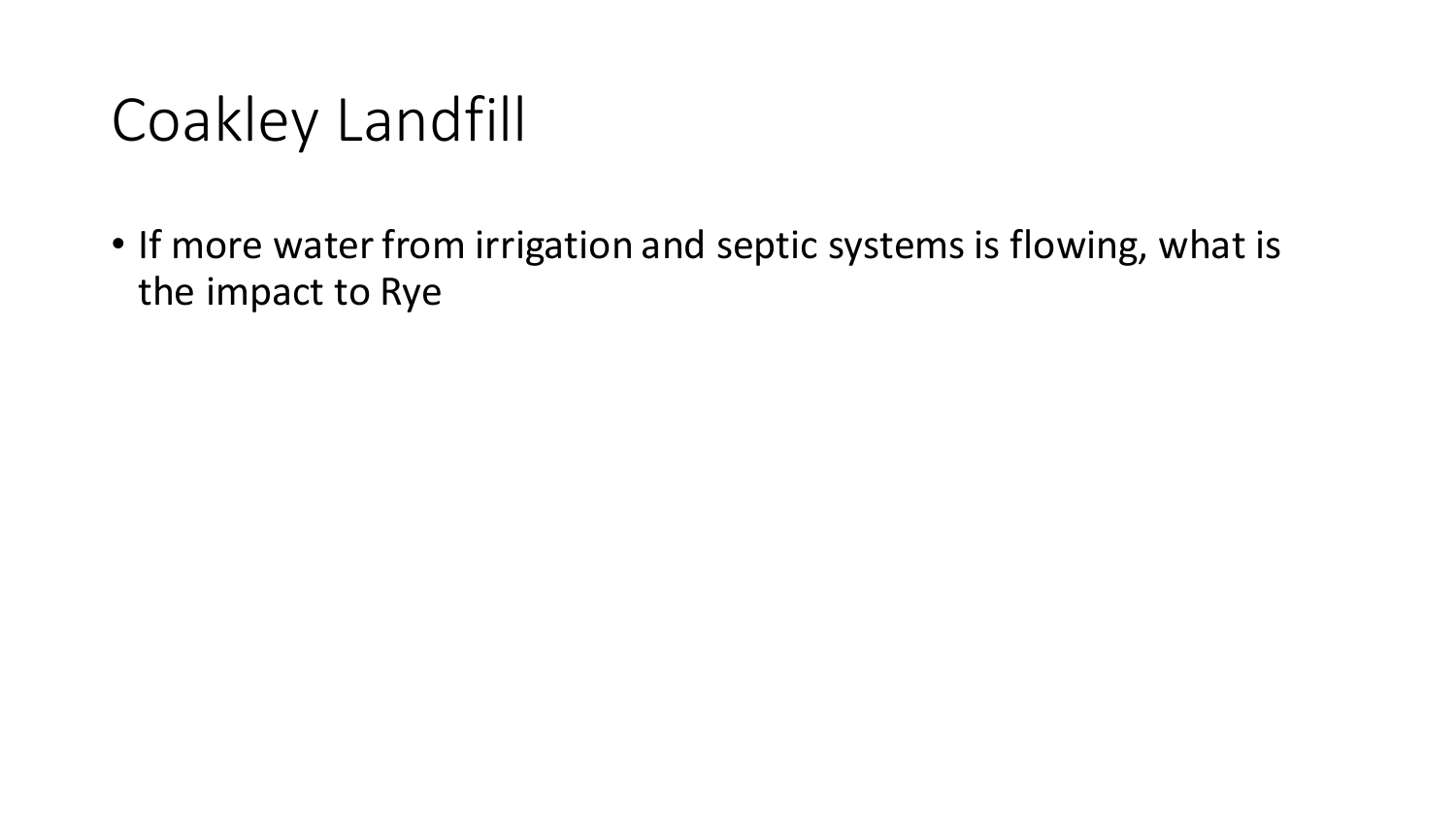# Coakley Landfill

- If more water from irrigation and septic systems is flowing, what is the impact to Rye